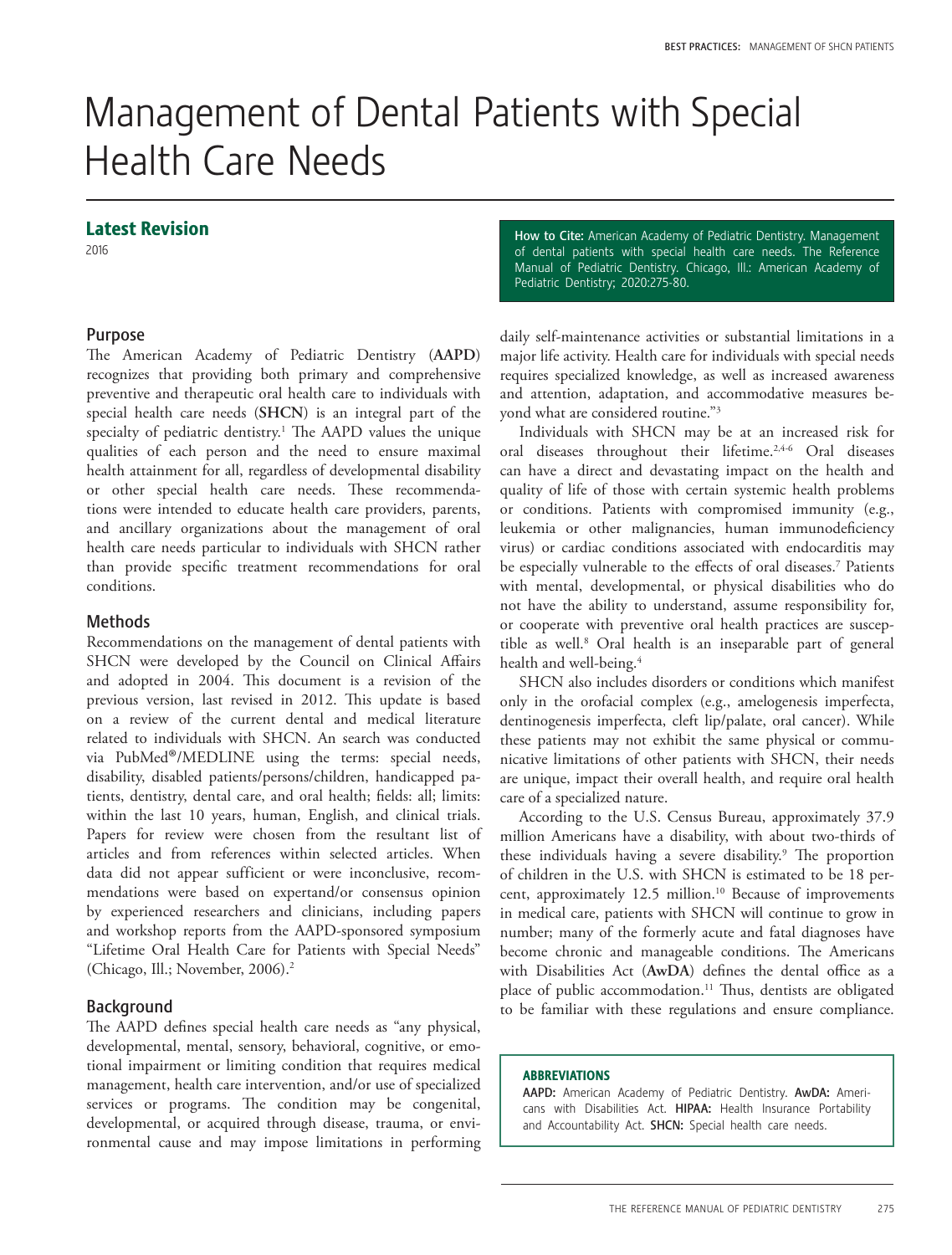# Management of Dental Patients with Special Health Care Needs

## Latest Revision

2016

**How to Cite:** American Academy of Pediatric Dentistry. Management of dental patients with special health care needs. The Reference Manual of Pediatric Dentistry. Chicago, Ill.: American Academy of Pediatric Dentistry; 2020:275-80.

### Purpose

The American Academy of Pediatric Dentistry (**AAPD**) recognizes that providing both primary and comprehensive preventive and therapeutic oral health care to individuals with special health care needs (**SHCN**) is an integral part of the specialty of pediatric dentistry.[1] The AAPD values the unique qualities of each person and the need to ensure maximal health attainment for all, regardless of developmental disability or other special health care needs. These recommendations were intended to educate health care providers, parents, and ancillary organizations about the management of oral health care needs particular to individuals with SHCN rather than provide specific treatment recommendations for oral conditions.

### Methods

Recommendations on the management of dental patients with SHCN were developed by the Council on Clinical Affairs and adopted in 2004. This document is a revision of the previous version, last revised in 2012. This update is based on a review of the current dental and medical literature related to individuals with SHCN. An search was conducted via PubMed®/MEDLINE using the terms: special needs, disability, disabled patients/persons/children, handicapped patients, dentistry, dental care, and oral health; fields: all; limits: within the last 10 years, human, English, and clinical trials. Papers for review were chosen from the resultant list of articles and from references within selected articles. When data did not appear sufficient or were inconclusive, recommendations were based on expertand/or consensus opinion by experienced researchers and clinicians, including papers and workshop reports from the AAPD-sponsored symposium "Lifetime Oral Health Care for Patients with Special Needs" (Chicago, Ill.; November, 2006).[2]

### Background

The AAPD defines special health care needs as "any physical, developmental, mental, sensory, behavioral, cognitive, or emotional impairment or limiting condition that requires medical management, health care intervention, and/or use of specialized services or programs. The condition may be congenital, developmental, or acquired through disease, trauma, or environmental cause and may impose limitations in performing daily self-maintenance activities or substantial limitations in a major life activity. Health care for individuals with special needs requires specialized knowledge, as well as increased awareness and attention, adaptation, and accommodative measures beyond what are considered routine."[3]

Individuals with SHCN may be at an increased risk for oral diseases throughout their lifetime.[2,4-6] Oral diseases can have a direct and devastating impact on the health and quality of life of those with certain systemic health problems or conditions. Patients with compromised immunity (e.g., leukemia or other malignancies, human immunodeficiency virus) or cardiac conditions associated with endocarditis may be especially vulnerable to the effects of oral diseases.[7] Patients with mental, developmental, or physical disabilities who do not have the ability to understand, assume responsibility for, or cooperate with preventive oral health practices are susceptible as well.[8] Oral health is an inseparable part of general health and well-being.[4]

SHCN also includes disorders or conditions which manifest only in the orofacial complex (e.g., amelogenesis imperfecta, dentinogenesis imperfecta, cleft lip/palate, oral cancer). While these patients may not exhibit the same physical or communicative limitations of other patients with SHCN, their needs are unique, impact their overall health, and require oral health care of a specialized nature.

According to the U.S. Census Bureau, approximately 37.9 million Americans have a disability, with about two-thirds of these individuals having a severe disability.[9] The proportion of children in the U.S. with SHCN is estimated to be 18 percent, approximately 12.5 million.[10] Because of improvements in medical care, patients with SHCN will continue to grow in number; many of the formerly acute and fatal diagnoses have become chronic and manageable conditions. The Americans with Disabilities Act (**AwDA**) defines the dental office as a place of public accommodation.[11] Thus, dentists are obligated to be familiar with these regulations and ensure compliance.

**ABBREVIATIONS**

**AAPD:** American Academy of Pediatric Dentistry. **AwDA:** Americans with Disabilities Act. **HIPAA:** Health Insurance Portability and Accountability Act. **SHCN:** Special health care needs.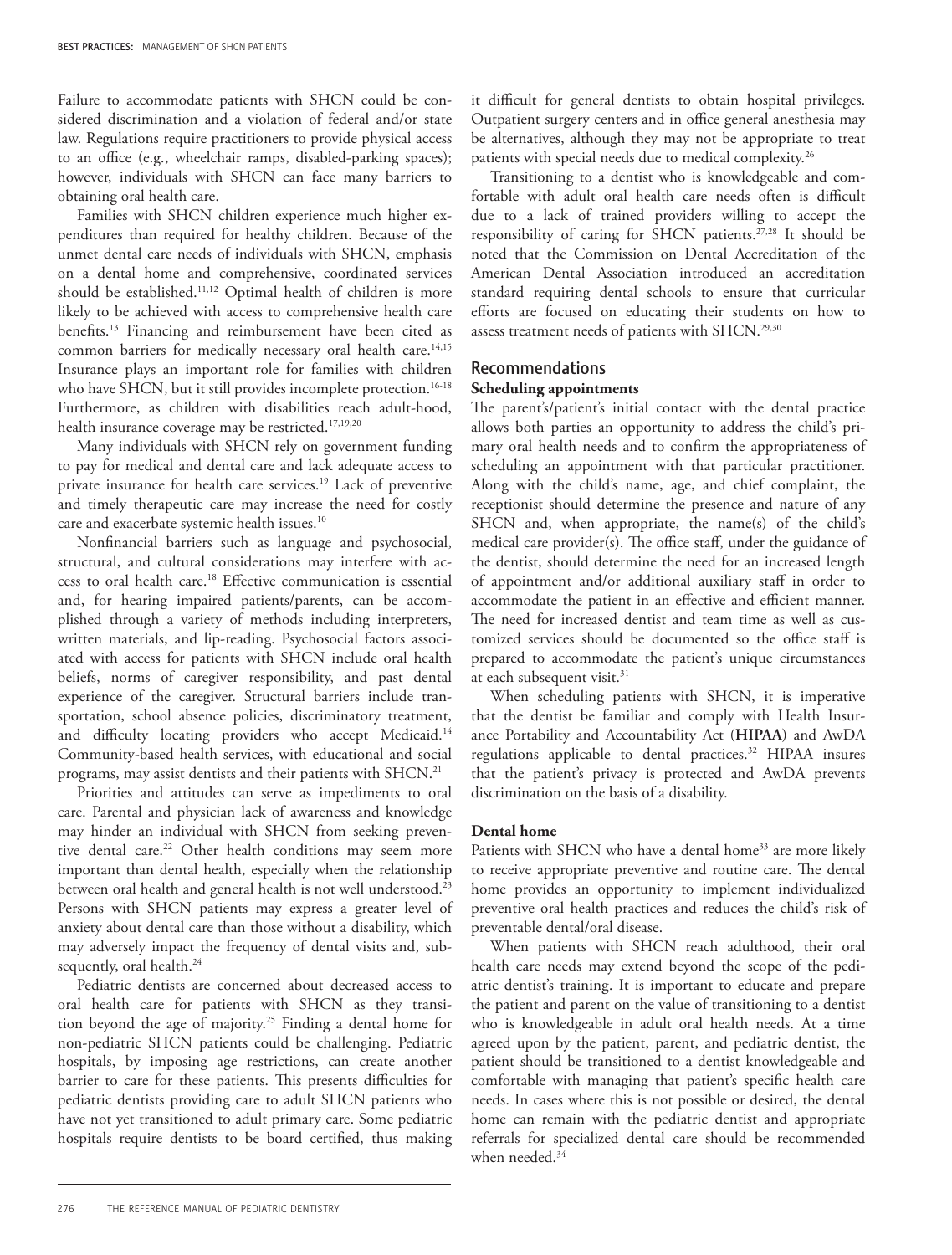Failure to accommodate patients with SHCN could be considered discrimination and a violation of federal and/or state law. Regulations require practitioners to provide physical access to an office (e.g., wheelchair ramps, disabled-parking spaces); however, individuals with SHCN can face many barriers to obtaining oral health care.

Families with SHCN children experience much higher expenditures than required for healthy children. Because of the unmet dental care needs of individuals with SHCN, emphasis on a dental home and comprehensive, coordinated services should be established.[11,12] Optimal health of children is more likely to be achieved with access to comprehensive health care benefits.[13] Financing and reimbursement have been cited as common barriers for medically necessary oral health care.[14,15] Insurance plays an important role for families with children who have SHCN, but it still provides incomplete protection.[16-18] Furthermore, as children with disabilities reach adult-hood, health insurance coverage may be restricted.[17,19,20]

Many individuals with SHCN rely on government funding to pay for medical and dental care and lack adequate access to private insurance for health care services.[19] Lack of preventive and timely therapeutic care may increase the need for costly care and exacerbate systemic health issues.[10]

Nonfinancial barriers such as language and psychosocial, structural, and cultural considerations may interfere with access to oral health care.[18] Effective communication is essential and, for hearing impaired patients/parents, can be accomplished through a variety of methods including interpreters, written materials, and lip-reading. Psychosocial factors associated with access for patients with SHCN include oral health beliefs, norms of caregiver responsibility, and past dental experience of the caregiver. Structural barriers include transportation, school absence policies, discriminatory treatment, and difficulty locating providers who accept Medicaid.[14] Community-based health services, with educational and social programs, may assist dentists and their patients with SHCN.[21]

Priorities and attitudes can serve as impediments to oral care. Parental and physician lack of awareness and knowledge may hinder an individual with SHCN from seeking preventive dental care.[22] Other health conditions may seem more important than dental health, especially when the relationship between oral health and general health is not well understood.[23] Persons with SHCN patients may express a greater level of anxiety about dental care than those without a disability, which may adversely impact the frequency of dental visits and, subsequently, oral health.[24]

Pediatric dentists are concerned about decreased access to oral health care for patients with SHCN as they transition beyond the age of majority.[25] Finding a dental home for non-pediatric SHCN patients could be challenging. Pediatric hospitals, by imposing age restrictions, can create another barrier to care for these patients. This presents difficulties for pediatric dentists providing care to adult SHCN patients who have not yet transitioned to adult primary care. Some pediatric hospitals require dentists to be board certified, thus making it difficult for general dentists to obtain hospital privileges. Outpatient surgery centers and in office general anesthesia may be alternatives, although they may not be appropriate to treat patients with special needs due to medical complexity.[26]

Transitioning to a dentist who is knowledgeable and comfortable with adult oral health care needs often is difficult due to a lack of trained providers willing to accept the responsibility of caring for SHCN patients.[27,28] It should be noted that the Commission on Dental Accreditation of the American Dental Association introduced an accreditation standard requiring dental schools to ensure that curricular efforts are focused on educating their students on how to assess treatment needs of patients with SHCN.[29,30]

## Recommendations

### Scheduling appointments

The parent's/patient's initial contact with the dental practice allows both parties an opportunity to address the child's primary oral health needs and to confirm the appropriateness of scheduling an appointment with that particular practitioner. Along with the child's name, age, and chief complaint, the receptionist should determine the presence and nature of any SHCN and, when appropriate, the name(s) of the child's medical care provider(s). The office staff, under the guidance of the dentist, should determine the need for an increased length of appointment and/or additional auxiliary staff in order to accommodate the patient in an effective and efficient manner. The need for increased dentist and team time as well as customized services should be documented so the office staff is prepared to accommodate the patient's unique circumstances at each subsequent visit.[31]

When scheduling patients with SHCN, it is imperative that the dentist be familiar and comply with Health Insurance Portability and Accountability Act (**HIPAA**) and AwDA regulations applicable to dental practices.[32] HIPAA insures that the patient's privacy is protected and AwDA prevents discrimination on the basis of a disability.

### Dental home

Patients with SHCN who have a dental home[33] are more likely to receive appropriate preventive and routine care. The dental home provides an opportunity to implement individualized preventive oral health practices and reduces the child's risk of preventable dental/oral disease.

When patients with SHCN reach adulthood, their oral health care needs may extend beyond the scope of the pediatric dentist's training. It is important to educate and prepare the patient and parent on the value of transitioning to a dentist who is knowledgeable in adult oral health needs. At a time agreed upon by the patient, parent, and pediatric dentist, the patient should be transitioned to a dentist knowledgeable and comfortable with managing that patient's specific health care needs. In cases where this is not possible or desired, the dental home can remain with the pediatric dentist and appropriate referrals for specialized dental care should be recommended when needed.[34]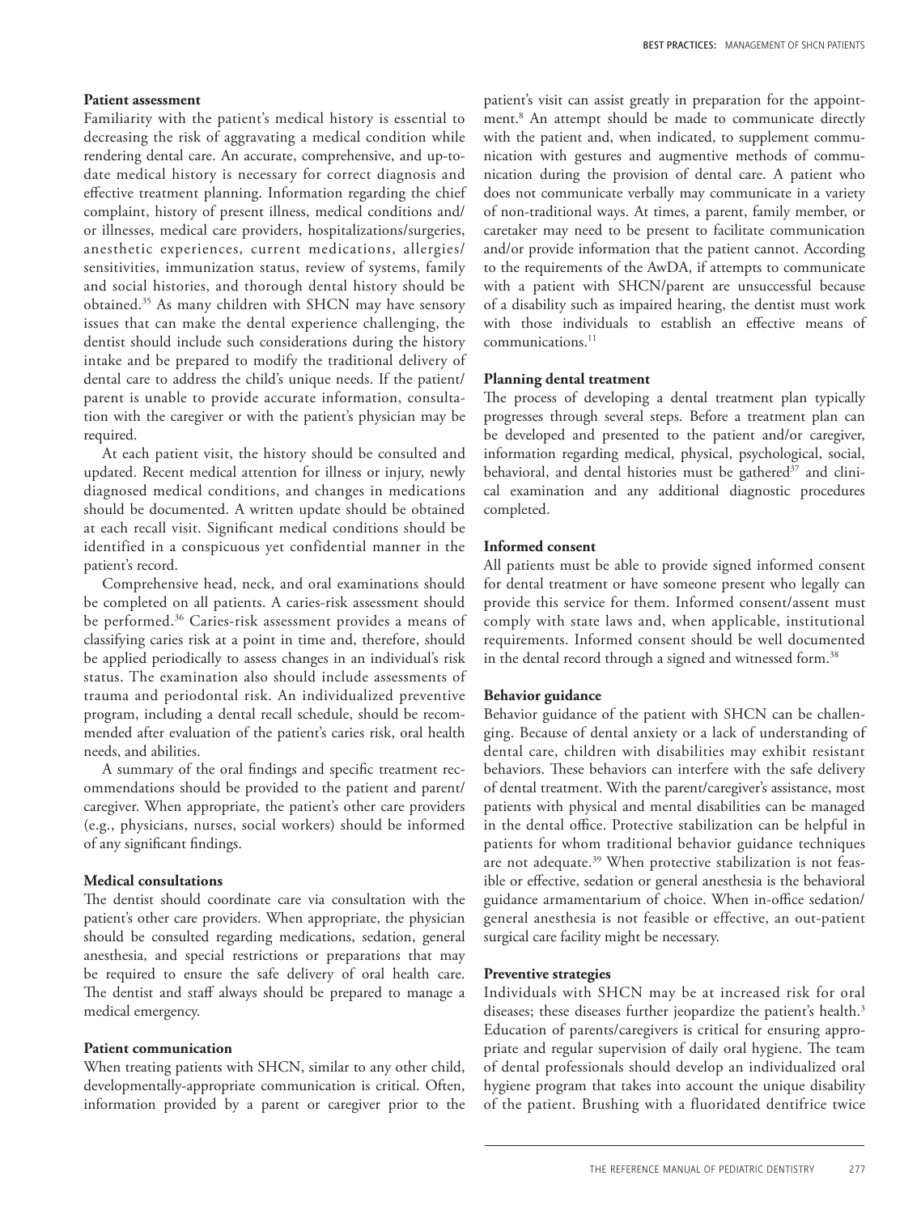**Patient assessment**

Familiarity with the patient's medical history is essential to decreasing the risk of aggravating a medical condition while rendering dental care. An accurate, comprehensive, and up-to-date medical history is necessary for correct diagnosis and effective treatment planning. Information regarding the chief complaint, history of present illness, medical conditions and/or illnesses, medical care providers, hospitalizations/surgeries, anesthetic experiences, current medications, allergies/sensitivities, immunization status, review of systems, family and social histories, and thorough dental history should be obtained.[35] As many children with SHCN may have sensory issues that can make the dental experience challenging, the dentist should include such considerations during the history intake and be prepared to modify the traditional delivery of dental care to address the child's unique needs. If the patient/parent is unable to provide accurate information, consultation with the caregiver or with the patient's physician may be required.

At each patient visit, the history should be consulted and updated. Recent medical attention for illness or injury, newly diagnosed medical conditions, and changes in medications should be documented. A written update should be obtained at each recall visit. Significant medical conditions should be identified in a conspicuous yet confidential manner in the patient's record.

Comprehensive head, neck, and oral examinations should be completed on all patients. A caries-risk assessment should be performed.[36] Caries-risk assessment provides a means of classifying caries risk at a point in time and, therefore, should be applied periodically to assess changes in an individual's risk status. The examination also should include assessments of trauma and periodontal risk. An individualized preventive program, including a dental recall schedule, should be recommended after evaluation of the patient's caries risk, oral health needs, and abilities.

A summary of the oral findings and specific treatment recommendations should be provided to the patient and parent/caregiver. When appropriate, the patient's other care providers (e.g., physicians, nurses, social workers) should be informed of any significant findings.

**Medical consultations**

The dentist should coordinate care via consultation with the patient's other care providers. When appropriate, the physician should be consulted regarding medications, sedation, general anesthesia, and special restrictions or preparations that may be required to ensure the safe delivery of oral health care. The dentist and staff always should be prepared to manage a medical emergency.

**Patient communication**

When treating patients with SHCN, similar to any other child, developmentally-appropriate communication is critical. Often, information provided by a parent or caregiver prior to the patient's visit can assist greatly in preparation for the appointment.[8] An attempt should be made to communicate directly with the patient and, when indicated, to supplement communication with gestures and augmentive methods of communication during the provision of dental care. A patient who does not communicate verbally may communicate in a variety of non-traditional ways. At times, a parent, family member, or caretaker may need to be present to facilitate communication and/or provide information that the patient cannot. According to the requirements of the AwDA, if attempts to communicate with a patient with SHCN/parent are unsuccessful because of a disability such as impaired hearing, the dentist must work with those individuals to establish an effective means of communications.[11]

**Planning dental treatment**

The process of developing a dental treatment plan typically progresses through several steps. Before a treatment plan can be developed and presented to the patient and/or caregiver, information regarding medical, physical, psychological, social, behavioral, and dental histories must be gathered[37] and clinical examination and any additional diagnostic procedures completed.

**Informed consent**

All patients must be able to provide signed informed consent for dental treatment or have someone present who legally can provide this service for them. Informed consent/assent must comply with state laws and, when applicable, institutional requirements. Informed consent should be well documented in the dental record through a signed and witnessed form.[38]

**Behavior guidance**

Behavior guidance of the patient with SHCN can be challenging. Because of dental anxiety or a lack of understanding of dental care, children with disabilities may exhibit resistant behaviors. These behaviors can interfere with the safe delivery of dental treatment. With the parent/caregiver's assistance, most patients with physical and mental disabilities can be managed in the dental office. Protective stabilization can be helpful in patients for whom traditional behavior guidance techniques are not adequate.[39] When protective stabilization is not feasible or effective, sedation or general anesthesia is the behavioral guidance armamentarium of choice. When in-office sedation/general anesthesia is not feasible or effective, an out-patient surgical care facility might be necessary.

**Preventive strategies**

Individuals with SHCN may be at increased risk for oral diseases; these diseases further jeopardize the patient's health.[3] Education of parents/caregivers is critical for ensuring appropriate and regular supervision of daily oral hygiene. The team of dental professionals should develop an individualized oral hygiene program that takes into account the unique disability of the patient. Brushing with a fluoridated dentifrice twice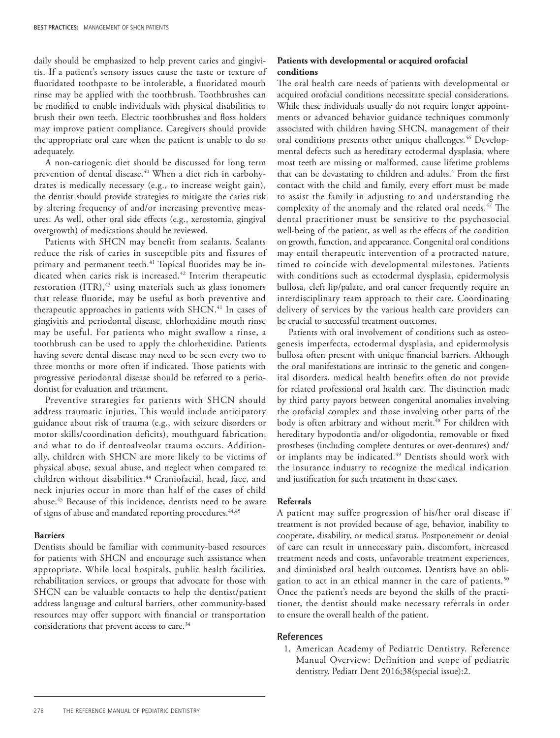daily should be emphasized to help prevent caries and gingivitis. If a patient's sensory issues cause the taste or texture of fluoridated toothpaste to be intolerable, a fluoridated mouth rinse may be applied with the toothbrush. Toothbrushes can be modified to enable individuals with physical disabilities to brush their own teeth. Electric toothbrushes and floss holders may improve patient compliance. Caregivers should provide the appropriate oral care when the patient is unable to do so adequately.

A non-cariogenic diet should be discussed for long term prevention of dental disease.[40] When a diet rich in carbohydrates is medically necessary (e.g., to increase weight gain), the dentist should provide strategies to mitigate the caries risk by altering frequency of and/or increasing preventive measures. As well, other oral side effects (e.g., xerostomia, gingival overgrowth) of medications should be reviewed.

Patients with SHCN may benefit from sealants. Sealants reduce the risk of caries in susceptible pits and fissures of primary and permanent teeth.[41] Topical fluorides may be indicated when caries risk is increased.[42] Interim therapeutic restoration (ITR),[43] using materials such as glass ionomers that release fluoride, may be useful as both preventive and therapeutic approaches in patients with SHCN.[41] In cases of gingivitis and periodontal disease, chlorhexidine mouth rinse may be useful. For patients who might swallow a rinse, a toothbrush can be used to apply the chlorhexidine. Patients having severe dental disease may need to be seen every two to three months or more often if indicated. Those patients with progressive periodontal disease should be referred to a periodontist for evaluation and treatment.

Preventive strategies for patients with SHCN should address traumatic injuries. This would include anticipatory guidance about risk of trauma (e.g., with seizure disorders or motor skills/coordination deficits), mouthguard fabrication, and what to do if dentoalveolar trauma occurs. Additionally, children with SHCN are more likely to be victims of physical abuse, sexual abuse, and neglect when compared to children without disabilities.[44] Craniofacial, head, face, and neck injuries occur in more than half of the cases of child abuse.[45] Because of this incidence, dentists need to be aware of signs of abuse and mandated reporting procedures.[44,45]

**Barriers**

Dentists should be familiar with community-based resources for patients with SHCN and encourage such assistance when appropriate. While local hospitals, public health facilities, rehabilitation services, or groups that advocate for those with SHCN can be valuable contacts to help the dentist/patient address language and cultural barriers, other community-based resources may offer support with financial or transportation considerations that prevent access to care.[34]

**Patients with developmental or acquired orofacial conditions**

The oral health care needs of patients with developmental or acquired orofacial conditions necessitate special considerations. While these individuals usually do not require longer appointments or advanced behavior guidance techniques commonly associated with children having SHCN, management of their oral conditions presents other unique challenges.[46] Developmental defects such as hereditary ectodermal dysplasia, where most teeth are missing or malformed, cause lifetime problems that can be devastating to children and adults.[4] From the first contact with the child and family, every effort must be made to assist the family in adjusting to and understanding the complexity of the anomaly and the related oral needs.[47] The dental practitioner must be sensitive to the psychosocial well-being of the patient, as well as the effects of the condition on growth, function, and appearance. Congenital oral conditions may entail therapeutic intervention of a protracted nature, timed to coincide with developmental milestones. Patients with conditions such as ectodermal dysplasia, epidermolysis bullosa, cleft lip/palate, and oral cancer frequently require an interdisciplinary team approach to their care. Coordinating delivery of services by the various health care providers can be crucial to successful treatment outcomes.

Patients with oral involvement of conditions such as osteogenesis imperfecta, ectodermal dysplasia, and epidermolysis bullosa often present with unique financial barriers. Although the oral manifestations are intrinsic to the genetic and congenital disorders, medical health benefits often do not provide for related professional oral health care. The distinction made by third party payors between congenital anomalies involving the orofacial complex and those involving other parts of the body is often arbitrary and without merit.[48] For children with hereditary hypodontia and/or oligodontia, removable or fixed prostheses (including complete dentures or over-dentures) and/or implants may be indicated.[49] Dentists should work with the insurance industry to recognize the medical indication and justification for such treatment in these cases.

**Referrals**

A patient may suffer progression of his/her oral disease if treatment is not provided because of age, behavior, inability to cooperate, disability, or medical status. Postponement or denial of care can result in unnecessary pain, discomfort, increased treatment needs and costs, unfavorable treatment experiences, and diminished oral health outcomes. Dentists have an obligation to act in an ethical manner in the care of patients.[50] Once the patient's needs are beyond the skills of the practitioner, the dentist should make necessary referrals in order to ensure the overall health of the patient.

## References

1. American Academy of Pediatric Dentistry. Reference Manual Overview: Definition and scope of pediatric dentistry. Pediatr Dent 2016;38(special issue):2.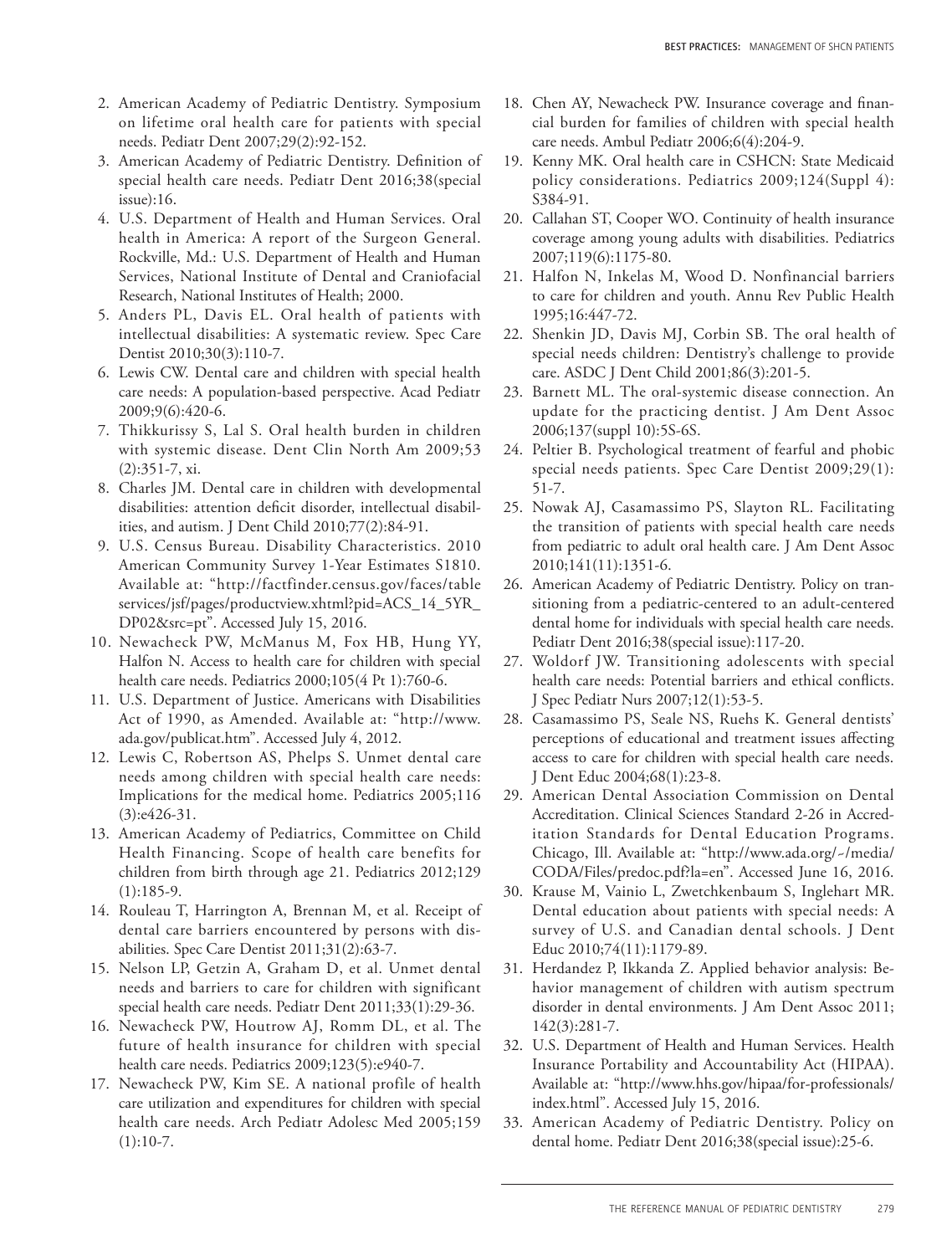2. American Academy of Pediatric Dentistry. Symposium on lifetime oral health care for patients with special needs. Pediatr Dent 2007;29(2):92-152.
3. American Academy of Pediatric Dentistry. Definition of special health care needs. Pediatr Dent 2016;38(special issue):16.
4. U.S. Department of Health and Human Services. Oral health in America: A report of the Surgeon General. Rockville, Md.: U.S. Department of Health and Human Services, National Institute of Dental and Craniofacial Research, National Institutes of Health; 2000.
5. Anders PL, Davis EL. Oral health of patients with intellectual disabilities: A systematic review. Spec Care Dentist 2010;30(3):110-7.
6. Lewis CW. Dental care and children with special health care needs: A population-based perspective. Acad Pediatr 2009;9(6):420-6.
7. Thikkurissy S, Lal S. Oral health burden in children with systemic disease. Dent Clin North Am 2009;53 (2):351-7, xi.
8. Charles JM. Dental care in children with developmental disabilities: attention deficit disorder, intellectual disabilities, and autism. J Dent Child 2010;77(2):84-91.
9. U.S. Census Bureau. Disability Characteristics. 2010 American Community Survey 1-Year Estimates S1810. Available at: "http://factfinder.census.gov/faces/tableservices/jsf/pages/productview.xhtml?pid=ACS_14_5YR_DP02&src=pt". Accessed July 15, 2016.
10. Newacheck PW, McManus M, Fox HB, Hung YY, Halfon N. Access to health care for children with special health care needs. Pediatrics 2000;105(4 Pt 1):760-6.
11. U.S. Department of Justice. Americans with Disabilities Act of 1990, as Amended. Available at: "http://www.ada.gov/publicat.htm". Accessed July 4, 2012.
12. Lewis C, Robertson AS, Phelps S. Unmet dental care needs among children with special health care needs: Implications for the medical home. Pediatrics 2005;116 (3):e426-31.
13. American Academy of Pediatrics, Committee on Child Health Financing. Scope of health care benefits for children from birth through age 21. Pediatrics 2012;129 (1):185-9.
14. Rouleau T, Harrington A, Brennan M, et al. Receipt of dental care barriers encountered by persons with disabilities. Spec Care Dentist 2011;31(2):63-7.
15. Nelson LP, Getzin A, Graham D, et al. Unmet dental needs and barriers to care for children with significant special health care needs. Pediatr Dent 2011;33(1):29-36.
16. Newacheck PW, Houtrow AJ, Romm DL, et al. The future of health insurance for children with special health care needs. Pediatrics 2009;123(5):e940-7.
17. Newacheck PW, Kim SE. A national profile of health care utilization and expenditures for children with special health care needs. Arch Pediatr Adolesc Med 2005;159 (1):10-7.
18. Chen AY, Newacheck PW. Insurance coverage and financial burden for families of children with special health care needs. Ambul Pediatr 2006;6(4):204-9.
19. Kenny MK. Oral health care in CSHCN: State Medicaid policy considerations. Pediatrics 2009;124(Suppl 4): S384-91.
20. Callahan ST, Cooper WO. Continuity of health insurance coverage among young adults with disabilities. Pediatrics 2007;119(6):1175-80.
21. Halfon N, Inkelas M, Wood D. Nonfinancial barriers to care for children and youth. Annu Rev Public Health 1995;16:447-72.
22. Shenkin JD, Davis MJ, Corbin SB. The oral health of special needs children: Dentistry's challenge to provide care. ASDC J Dent Child 2001;86(3):201-5.
23. Barnett ML. The oral-systemic disease connection. An update for the practicing dentist. J Am Dent Assoc 2006;137(suppl 10):5S-6S.
24. Peltier B. Psychological treatment of fearful and phobic special needs patients. Spec Care Dentist 2009;29(1): 51-7.
25. Nowak AJ, Casamassimo PS, Slayton RL. Facilitating the transition of patients with special health care needs from pediatric to adult oral health care. J Am Dent Assoc 2010;141(11):1351-6.
26. American Academy of Pediatric Dentistry. Policy on transitioning from a pediatric-centered to an adult-centered dental home for individuals with special health care needs. Pediatr Dent 2016;38(special issue):117-20.
27. Woldorf JW. Transitioning adolescents with special health care needs: Potential barriers and ethical conflicts. J Spec Pediatr Nurs 2007;12(1):53-5.
28. Casamassimo PS, Seale NS, Ruehs K. General dentists' perceptions of educational and treatment issues affecting access to care for children with special health care needs. J Dent Educ 2004;68(1):23-8.
29. American Dental Association Commission on Dental Accreditation. Clinical Sciences Standard 2-26 in Accreditation Standards for Dental Education Programs. Chicago, Ill. Available at: "http://www.ada.org/~/media/CODA/Files/predoc.pdf?la=en". Accessed June 16, 2016.
30. Krause M, Vainio L, Zwetchkenbaum S, Inglehart MR. Dental education about patients with special needs: A survey of U.S. and Canadian dental schools. J Dent Educ 2010;74(11):1179-89.
31. Herdandez P, Ikkanda Z. Applied behavior analysis: Behavior management of children with autism spectrum disorder in dental environments. J Am Dent Assoc 2011; 142(3):281-7.
32. U.S. Department of Health and Human Services. Health Insurance Portability and Accountability Act (HIPAA). Available at: "http://www.hhs.gov/hipaa/for-professionals/index.html". Accessed July 15, 2016.
33. American Academy of Pediatric Dentistry. Policy on dental home. Pediatr Dent 2016;38(special issue):25-6.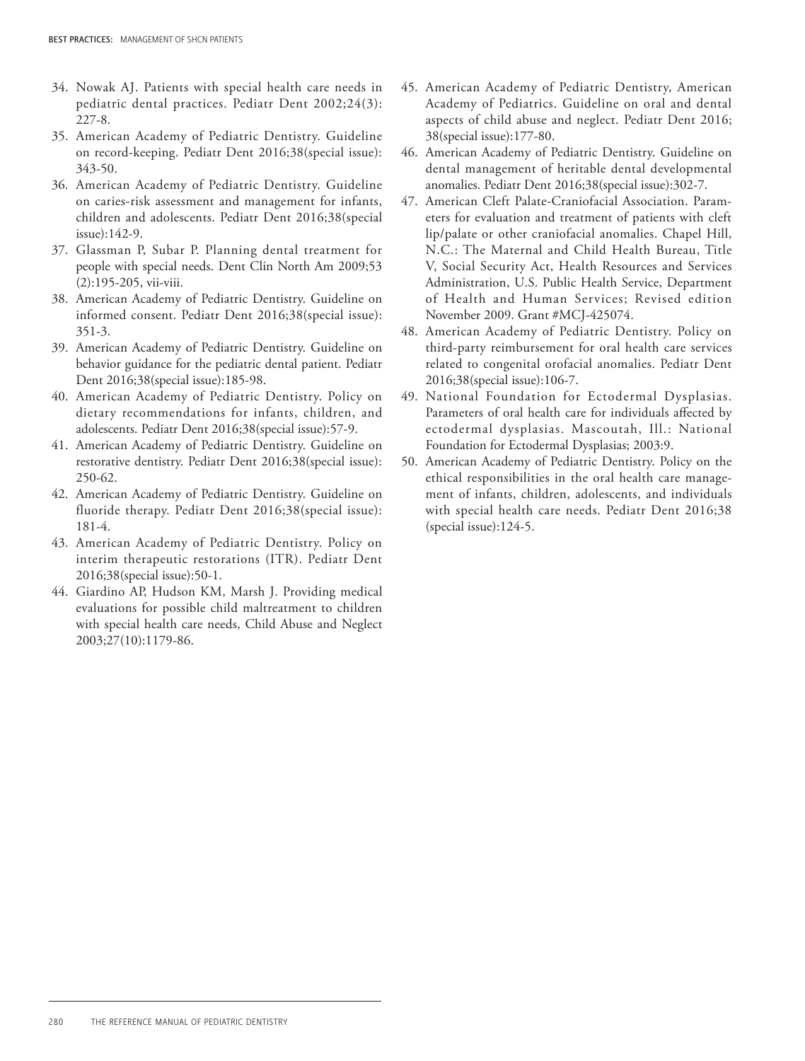34. Nowak AJ. Patients with special health care needs in pediatric dental practices. Pediatr Dent 2002;24(3):227-8.
35. American Academy of Pediatric Dentistry. Guideline on record-keeping. Pediatr Dent 2016;38(special issue):343-50.
36. American Academy of Pediatric Dentistry. Guideline on caries-risk assessment and management for infants, children and adolescents. Pediatr Dent 2016;38(special issue):142-9.
37. Glassman P, Subar P. Planning dental treatment for people with special needs. Dent Clin North Am 2009;53(2):195-205, vii-viii.
38. American Academy of Pediatric Dentistry. Guideline on informed consent. Pediatr Dent 2016;38(special issue):351-3.
39. American Academy of Pediatric Dentistry. Guideline on behavior guidance for the pediatric dental patient. Pediatr Dent 2016;38(special issue):185-98.
40. American Academy of Pediatric Dentistry. Policy on dietary recommendations for infants, children, and adolescents. Pediatr Dent 2016;38(special issue):57-9.
41. American Academy of Pediatric Dentistry. Guideline on restorative dentistry. Pediatr Dent 2016;38(special issue):250-62.
42. American Academy of Pediatric Dentistry. Guideline on fluoride therapy. Pediatr Dent 2016;38(special issue):181-4.
43. American Academy of Pediatric Dentistry. Policy on interim therapeutic restorations (ITR). Pediatr Dent 2016;38(special issue):50-1.
44. Giardino AP, Hudson KM, Marsh J. Providing medical evaluations for possible child maltreatment to children with special health care needs, Child Abuse and Neglect 2003;27(10):1179-86.
45. American Academy of Pediatric Dentistry, American Academy of Pediatrics. Guideline on oral and dental aspects of child abuse and neglect. Pediatr Dent 2016;38(special issue):177-80.
46. American Academy of Pediatric Dentistry. Guideline on dental management of heritable dental developmental anomalies. Pediatr Dent 2016;38(special issue):302-7.
47. American Cleft Palate-Craniofacial Association. Parameters for evaluation and treatment of patients with cleft lip/palate or other craniofacial anomalies. Chapel Hill, N.C.: The Maternal and Child Health Bureau, Title V, Social Security Act, Health Resources and Services Administration, U.S. Public Health Service, Department of Health and Human Services; Revised edition November 2009. Grant #MCJ-425074.
48. American Academy of Pediatric Dentistry. Policy on third-party reimbursement for oral health care services related to congenital orofacial anomalies. Pediatr Dent 2016;38(special issue):106-7.
49. National Foundation for Ectodermal Dysplasias. Parameters of oral health care for individuals affected by ectodermal dysplasias. Mascoutah, Ill.: National Foundation for Ectodermal Dysplasias; 2003:9.
50. American Academy of Pediatric Dentistry. Policy on the ethical responsibilities in the oral health care management of infants, children, adolescents, and individuals with special health care needs. Pediatr Dent 2016;38(special issue):124-5.